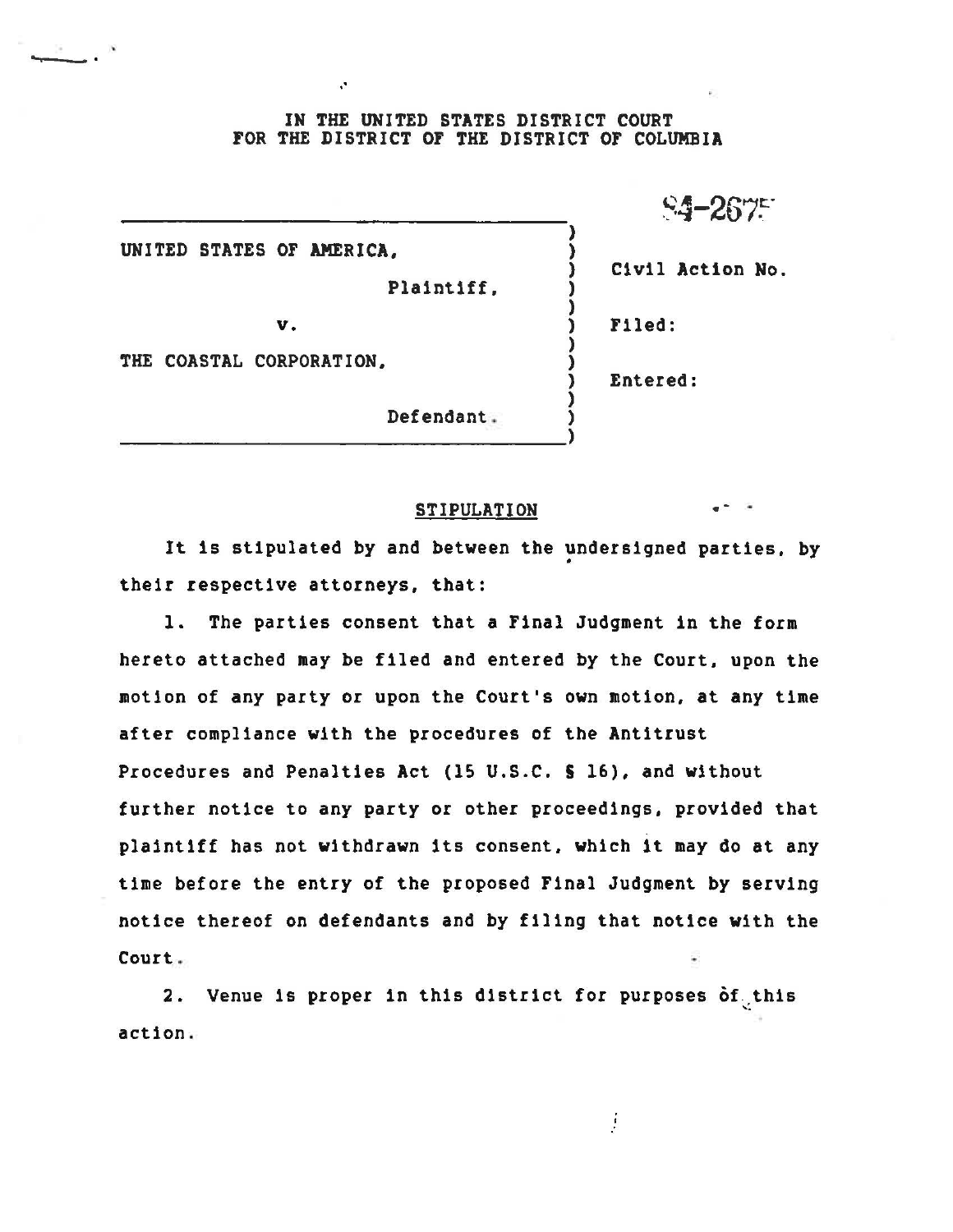IN THE UNITED STATES DISTRICT COURT
FOR THE DISTRICT OF THE DISTRICT OF COLUMBIA

| | |
|---|---|
| UNITED STATES OF AMERICA, | 94-2675 |
| Plaintiff, | Civil Action No. |
| v. | Filed: |
| THE COASTAL CORPORATION, | Entered: |
| Defendant. | |

## STIPULATION

It is stipulated by and between the undersigned parties, by their respective attorneys, that:

1. The parties consent that a Final Judgment in the form hereto attached may be filed and entered by the Court, upon the motion of any party or upon the Court's own motion, at any time after compliance with the procedures of the Antitrust Procedures and Penalties Act (15 U.S.C. § 16), and without further notice to any party or other proceedings, provided that plaintiff has not withdrawn its consent, which it may do at any time before the entry of the proposed Final Judgment by serving notice thereof on defendants and by filing that notice with the Court.

2. Venue is proper in this district for purposes of this action.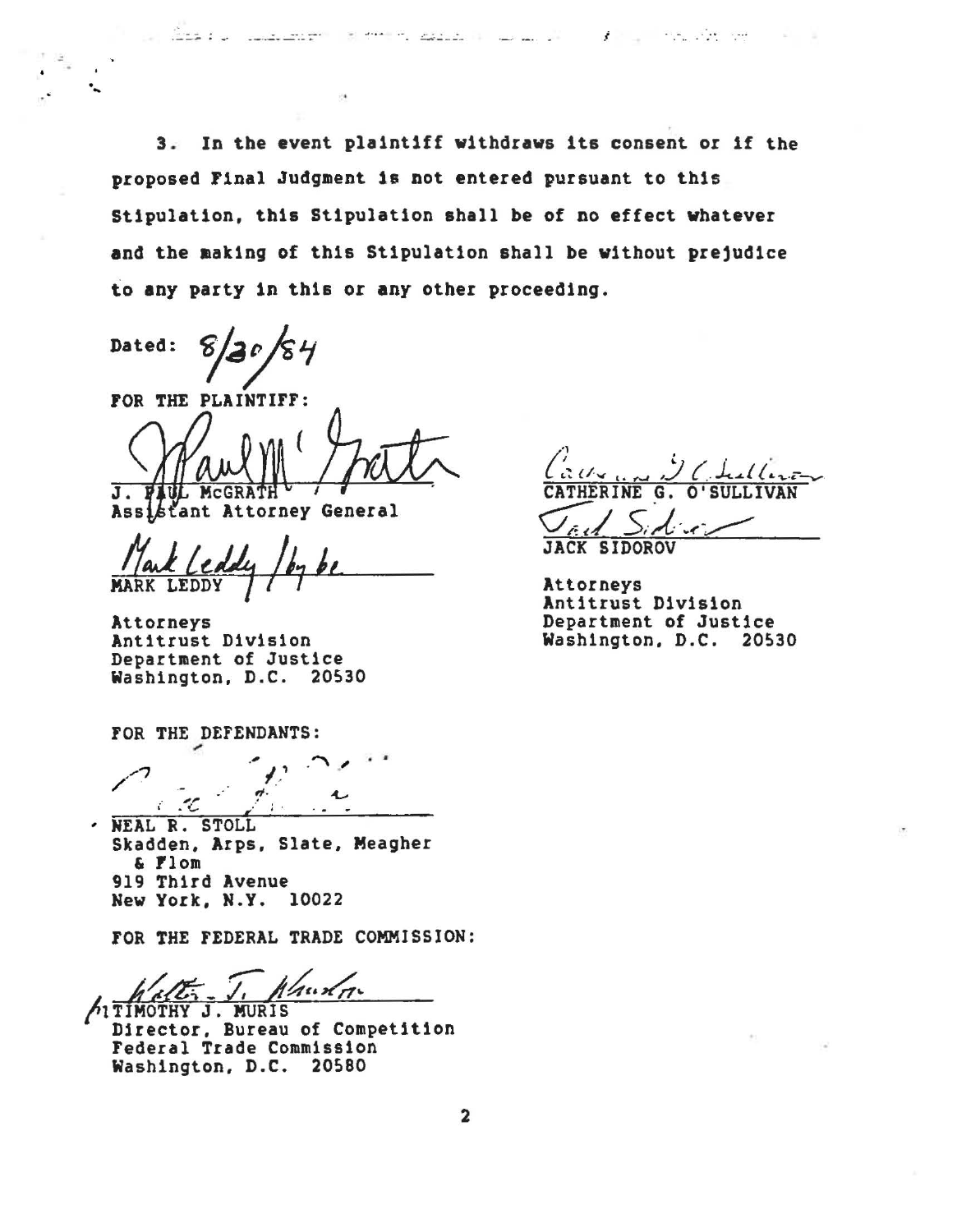3. In the event plaintiff withdraws its consent or if the proposed Final Judgment is not entered pursuant to this Stipulation, this Stipulation shall be of no effect whatever and the making of this Stipulation shall be without prejudice to any party in this or any other proceeding.

Dated: 8/30/84

FOR THE PLAINTIFF:

J. PAUL McGRATH
Assistant Attorney General

MARK LEDDY

Attorneys
Antitrust Division
Department of Justice
Washington, D.C. 20530

CATHERINE G. O'SULLIVAN

JACK SIDOROV

Attorneys
Antitrust Division
Department of Justice
Washington, D.C. 20530

FOR THE DEFENDANTS:

NEAL R. STOLL
Skadden, Arps, Slate, Meagher & Flom
919 Third Avenue
New York, N.Y. 10022

FOR THE FEDERAL TRADE COMMISSION:

TIMOTHY J. MURIS
Director, Bureau of Competition
Federal Trade Commission
Washington, D.C. 20580